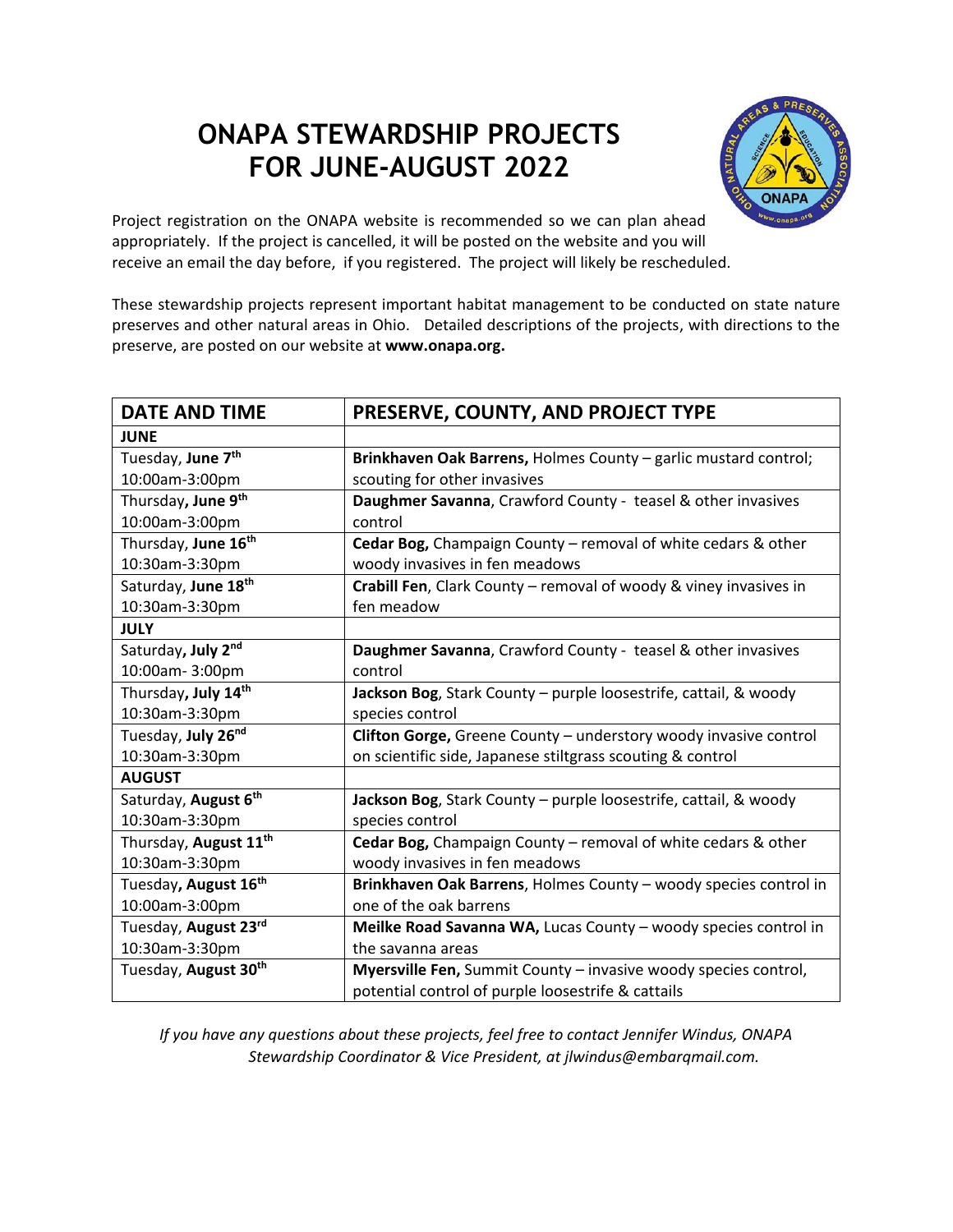# ONAPA STEWARDSHIP PROJECTS FOR JUNE-AUGUST 2022

Project registration on the ONAPA website is recommended so we can plan ahead appropriately. If the project is cancelled, it will be posted on the website and you will receive an email the day before, if you registered. The project will likely be rescheduled.

These stewardship projects represent important habitat management to be conducted on state nature preserves and other natural areas in Ohio. Detailed descriptions of the projects, with directions to the preserve, are posted on our website at **www.onapa.org.**

| DATE AND TIME | PRESERVE, COUNTY, AND PROJECT TYPE |
|---|---|
| **JUNE** | |
| Tuesday, **June 7th** 10:00am-3:00pm | **Brinkhaven Oak Barrens,** Holmes County – garlic mustard control; scouting for other invasives |
| Thursday**, June 9th** 10:00am-3:00pm | **Daughmer Savanna**, Crawford County - teasel & other invasives control |
| Thursday, **June 16th** 10:30am-3:30pm | **Cedar Bog,** Champaign County – removal of white cedars & other woody invasives in fen meadows |
| Saturday, **June 18th** 10:30am-3:30pm | **Crabill Fen**, Clark County – removal of woody & viney invasives in fen meadow |
| **JULY** | |
| Saturday**, July 2nd** 10:00am- 3:00pm | **Daughmer Savanna**, Crawford County - teasel & other invasives control |
| Thursday**, July 14th** 10:30am-3:30pm | **Jackson Bog**, Stark County – purple loosestrife, cattail, & woody species control |
| Tuesday, **July 26nd** 10:30am-3:30pm | **Clifton Gorge,** Greene County – understory woody invasive control on scientific side, Japanese stiltgrass scouting & control |
| **AUGUST** | |
| Saturday, **August 6th** 10:30am-3:30pm | **Jackson Bog**, Stark County – purple loosestrife, cattail, & woody species control |
| Thursday, **August 11th** 10:30am-3:30pm | **Cedar Bog,** Champaign County – removal of white cedars & other woody invasives in fen meadows |
| Tuesday**, August 16th** 10:00am-3:00pm | **Brinkhaven Oak Barrens**, Holmes County – woody species control in one of the oak barrens |
| Tuesday, **August 23rd** 10:30am-3:30pm | **Meilke Road Savanna WA,** Lucas County – woody species control in the savanna areas |
| Tuesday, **August 30th** | **Myersville Fen,** Summit County – invasive woody species control, potential control of purple loosestrife & cattails |

*If you have any questions about these projects, feel free to contact Jennifer Windus, ONAPA Stewardship Coordinator & Vice President, at jlwindus@embarqmail.com.*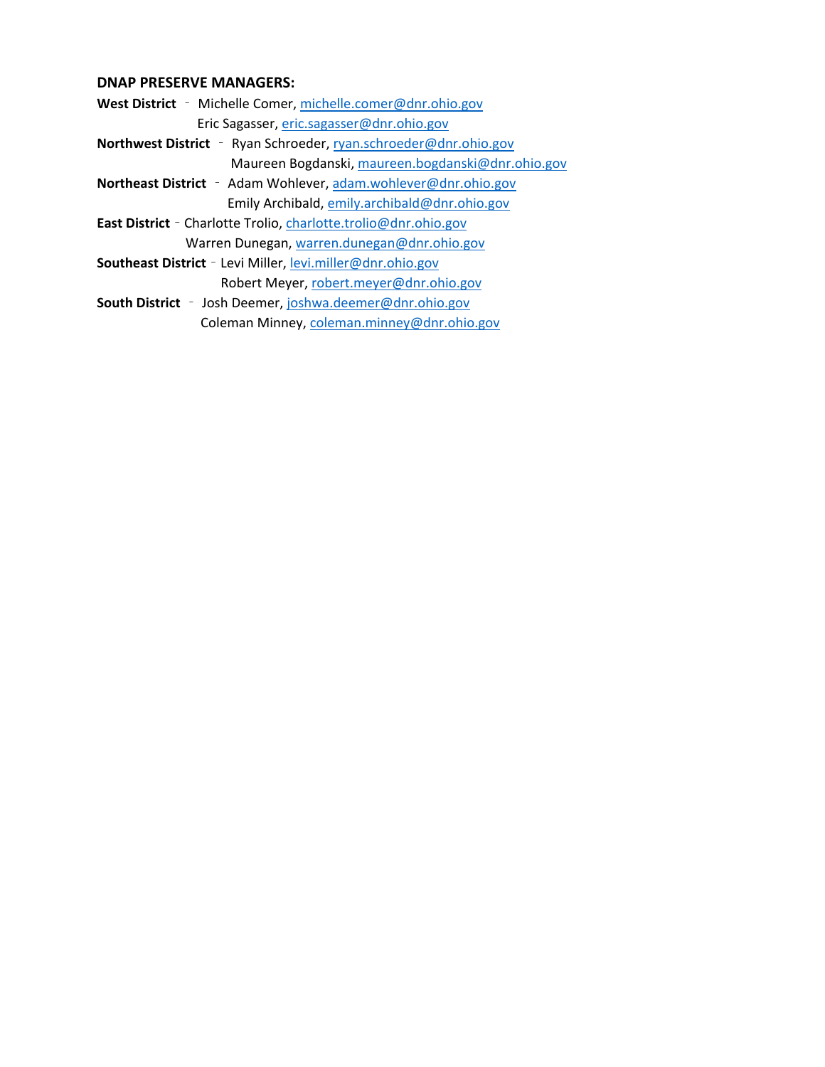**DNAP PRESERVE MANAGERS:**

**West District** - Michelle Comer, michelle.comer@dnr.ohio.gov
Eric Sagasser, eric.sagasser@dnr.ohio.gov

**Northwest District** - Ryan Schroeder, ryan.schroeder@dnr.ohio.gov
Maureen Bogdanski, maureen.bogdanski@dnr.ohio.gov

**Northeast District** - Adam Wohlever, adam.wohlever@dnr.ohio.gov
Emily Archibald, emily.archibald@dnr.ohio.gov

**East District** - Charlotte Trolio, charlotte.trolio@dnr.ohio.gov
Warren Dunegan, warren.dunegan@dnr.ohio.gov

**Southeast District** - Levi Miller, levi.miller@dnr.ohio.gov
Robert Meyer, robert.meyer@dnr.ohio.gov

**South District** - Josh Deemer, joshwa.deemer@dnr.ohio.gov
Coleman Minney, coleman.minney@dnr.ohio.gov